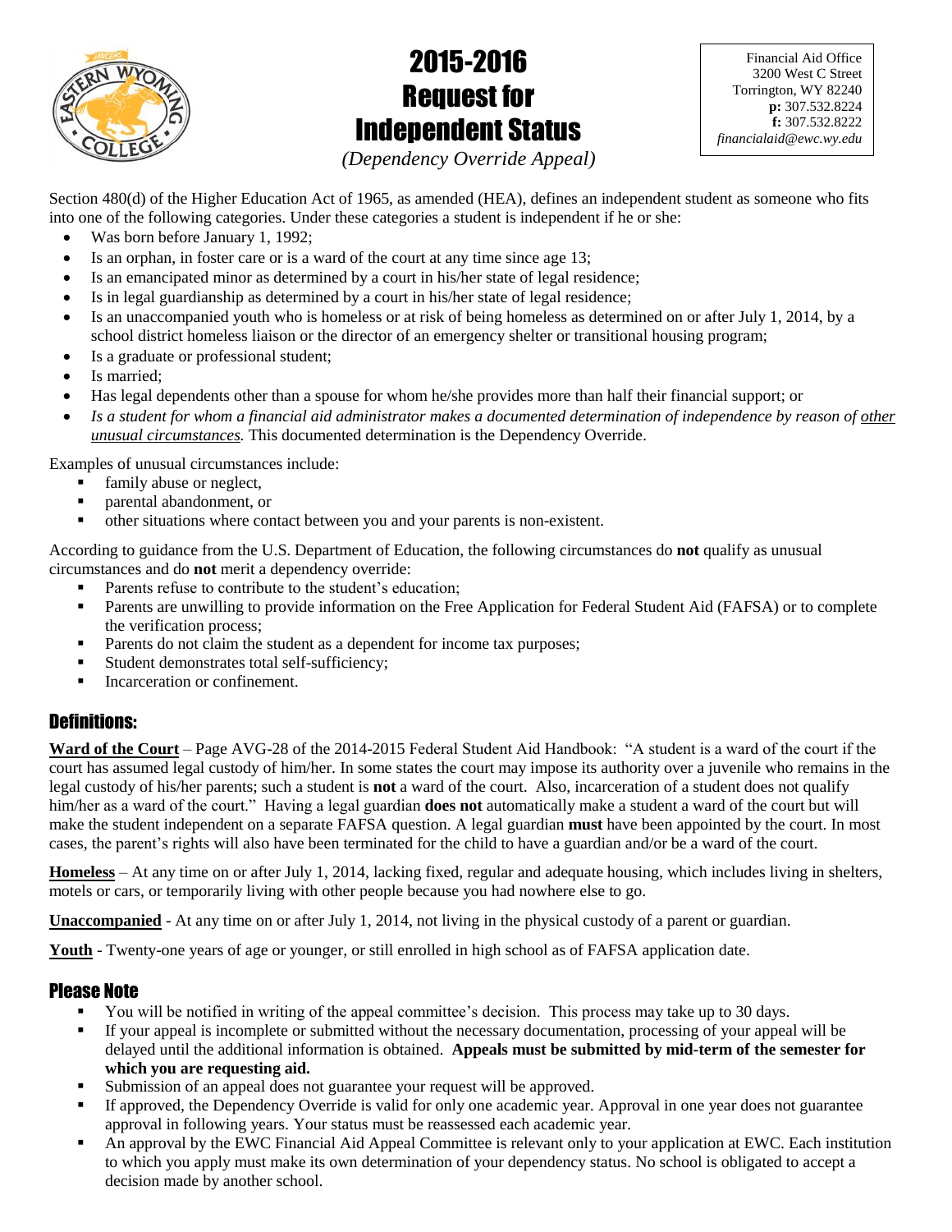# 2015-2016 Request for Independent Status

*(Dependency Override Appeal)*

Financial Aid Office
3200 West C Street
Torrington, WY 82240
**p:** 307.532.8224
**f:** 307.532.8222
*financialaid@ewc.wy.edu*

Section 480(d) of the Higher Education Act of 1965, as amended (HEA), defines an independent student as someone who fits into one of the following categories. Under these categories a student is independent if he or she:

- Was born before January 1, 1992;
- Is an orphan, in foster care or is a ward of the court at any time since age 13;
- Is an emancipated minor as determined by a court in his/her state of legal residence;
- Is in legal guardianship as determined by a court in his/her state of legal residence;
- Is an unaccompanied youth who is homeless or at risk of being homeless as determined on or after July 1, 2014, by a school district homeless liaison or the director of an emergency shelter or transitional housing program;
- Is a graduate or professional student;
- Is married;
- Has legal dependents other than a spouse for whom he/she provides more than half their financial support; or
- *Is a student for whom a financial aid administrator makes a documented determination of independence by reason of other unusual circumstances.* This documented determination is the Dependency Override.

Examples of unusual circumstances include:

- family abuse or neglect,
- parental abandonment, or
- other situations where contact between you and your parents is non-existent.

According to guidance from the U.S. Department of Education, the following circumstances do **not** qualify as unusual circumstances and do **not** merit a dependency override:

- Parents refuse to contribute to the student's education;
- Parents are unwilling to provide information on the Free Application for Federal Student Aid (FAFSA) or to complete the verification process;
- Parents do not claim the student as a dependent for income tax purposes;
- Student demonstrates total self-sufficiency;
- Incarceration or confinement.

## Definitions:

**Ward of the Court** – Page AVG-28 of the 2014-2015 Federal Student Aid Handbook: "A student is a ward of the court if the court has assumed legal custody of him/her. In some states the court may impose its authority over a juvenile who remains in the legal custody of his/her parents; such a student is **not** a ward of the court. Also, incarceration of a student does not qualify him/her as a ward of the court." Having a legal guardian **does not** automatically make a student a ward of the court but will make the student independent on a separate FAFSA question. A legal guardian **must** have been appointed by the court. In most cases, the parent's rights will also have been terminated for the child to have a guardian and/or be a ward of the court.

**Homeless** – At any time on or after July 1, 2014, lacking fixed, regular and adequate housing, which includes living in shelters, motels or cars, or temporarily living with other people because you had nowhere else to go.

**Unaccompanied** - At any time on or after July 1, 2014, not living in the physical custody of a parent or guardian.

**Youth** - Twenty-one years of age or younger, or still enrolled in high school as of FAFSA application date.

## Please Note

- You will be notified in writing of the appeal committee's decision. This process may take up to 30 days.
- If your appeal is incomplete or submitted without the necessary documentation, processing of your appeal will be delayed until the additional information is obtained. **Appeals must be submitted by mid-term of the semester for which you are requesting aid.**
- Submission of an appeal does not guarantee your request will be approved.
- If approved, the Dependency Override is valid for only one academic year. Approval in one year does not guarantee approval in following years. Your status must be reassessed each academic year.
- An approval by the EWC Financial Aid Appeal Committee is relevant only to your application at EWC. Each institution to which you apply must make its own determination of your dependency status. No school is obligated to accept a decision made by another school.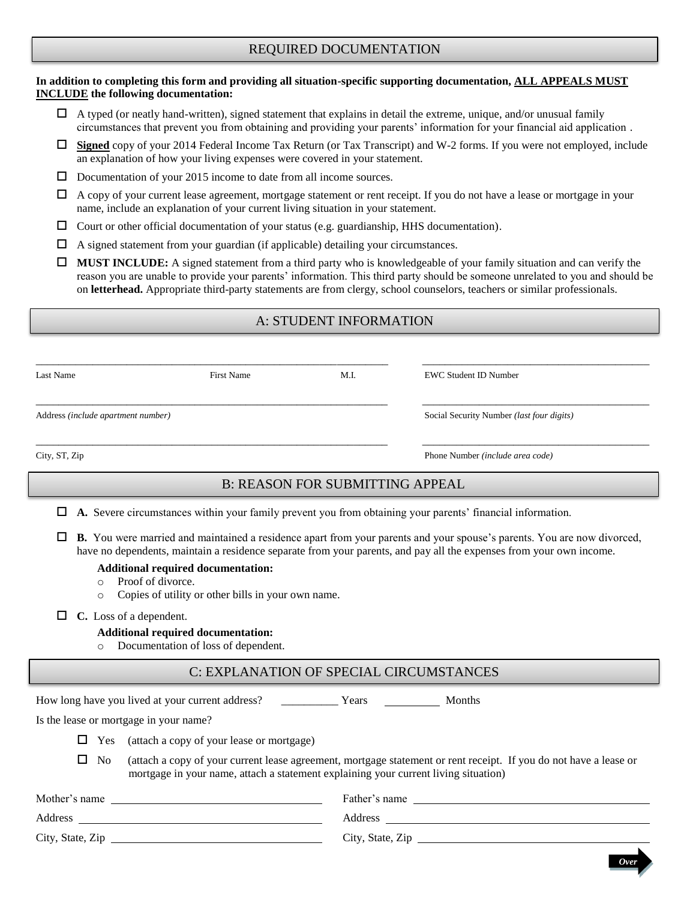## REQUIRED DOCUMENTATION

**In addition to completing this form and providing all situation-specific supporting documentation, ALL APPEALS MUST INCLUDE the following documentation:**

- ☐ A typed (or neatly hand-written), signed statement that explains in detail the extreme, unique, and/or unusual family circumstances that prevent you from obtaining and providing your parents' information for your financial aid application .
- ☐ **Signed** copy of your 2014 Federal Income Tax Return (or Tax Transcript) and W-2 forms. If you were not employed, include an explanation of how your living expenses were covered in your statement.
- ☐ Documentation of your 2015 income to date from all income sources.
- ☐ A copy of your current lease agreement, mortgage statement or rent receipt. If you do not have a lease or mortgage in your name, include an explanation of your current living situation in your statement.
- ☐ Court or other official documentation of your status (e.g. guardianship, HHS documentation).
- ☐ A signed statement from your guardian (if applicable) detailing your circumstances.
- ☐ **MUST INCLUDE:** A signed statement from a third party who is knowledgeable of your family situation and can verify the reason you are unable to provide your parents' information. This third party should be someone unrelated to you and should be on **letterhead.** Appropriate third-party statements are from clergy, school counselors, teachers or similar professionals.

## A: STUDENT INFORMATION

| | | | |
|---|---|---|---|
| ______________________ | ______________________ | ________ | ______________________ |
| Last Name | First Name | M.I. | EWC Student ID Number |
| ______________________ | | | ______________________ |
| Address *(include apartment number)* | | | Social Security Number *(last four digits)* |
| ______________________ | | | ______________________ |
| City, ST, Zip | | | Phone Number *(include area code)* |

## B: REASON FOR SUBMITTING APPEAL

- ☐ **A.** Severe circumstances within your family prevent you from obtaining your parents' financial information.
- ☐ **B.** You were married and maintained a residence apart from your parents and your spouse's parents. You are now divorced, have no dependents, maintain a residence separate from your parents, and pay all the expenses from your own income.

  **Additional required documentation:**
  - Proof of divorce.
  - Copies of utility or other bills in your own name.

- ☐ **C.** Loss of a dependent.

  **Additional required documentation:**
  - Documentation of loss of dependent.

## C: EXPLANATION OF SPECIAL CIRCUMSTANCES

How long have you lived at your current address? __________ Years __________ Months

Is the lease or mortgage in your name?

- ☐ Yes (attach a copy of your lease or mortgage)
- ☐ No (attach a copy of your current lease agreement, mortgage statement or rent receipt. If you do not have a lease or mortgage in your name, attach a statement explaining your current living situation)

| | |
|---|---|
| Mother's name ______________________ | Father's name ______________________ |
| Address ______________________ | Address ______________________ |
| City, State, Zip ______________________ | City, State, Zip ______________________ |

Over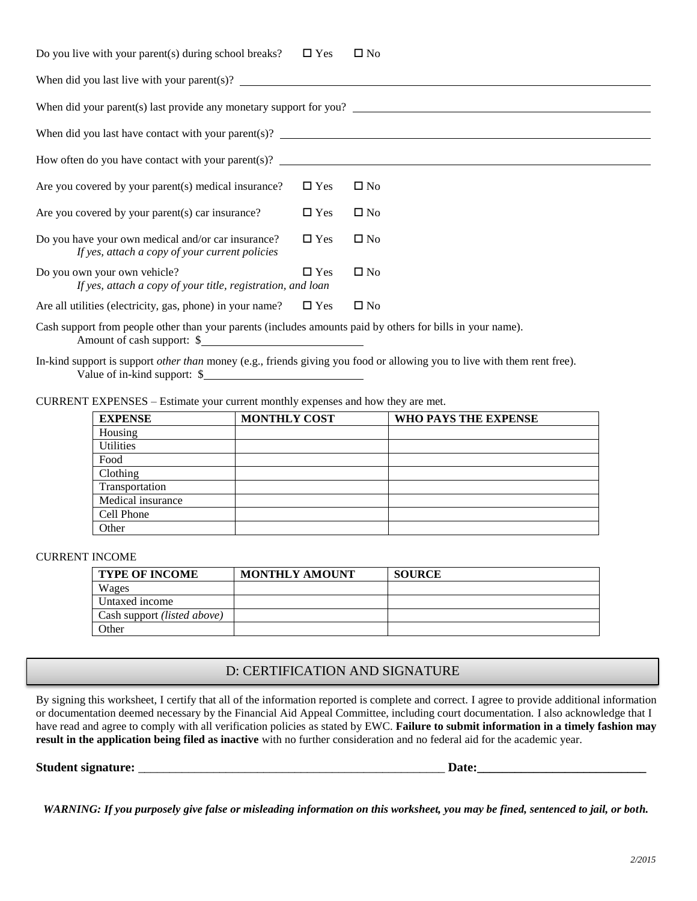Do you live with your parent(s) during school breaks? ☐ Yes ☐ No

When did you last live with your parent(s)? ______________________________

When did your parent(s) last provide any monetary support for you? ______________________________

When did you last have contact with your parent(s)? ______________________________

How often do you have contact with your parent(s)? ______________________________

Are you covered by your parent(s) medical insurance? ☐ Yes ☐ No

Are you covered by your parent(s) car insurance? ☐ Yes ☐ No

Do you have your own medical and/or car insurance? ☐ Yes ☐ No
*If yes, attach a copy of your current policies*

Do you own your own vehicle? ☐ Yes ☐ No
*If yes, attach a copy of your title, registration, and loan*

Are all utilities (electricity, gas, phone) in your name? ☐ Yes ☐ No

Cash support from people other than your parents (includes amounts paid by others for bills in your name).
Amount of cash support: $______________________

In-kind support is support *other than* money (e.g., friends giving you food or allowing you to live with them rent free).
Value of in-kind support: $______________________

CURRENT EXPENSES – Estimate your current monthly expenses and how they are met.

| EXPENSE | MONTHLY COST | WHO PAYS THE EXPENSE |
| --- | --- | --- |
| Housing | | |
| Utilities | | |
| Food | | |
| Clothing | | |
| Transportation | | |
| Medical insurance | | |
| Cell Phone | | |
| Other | | |

CURRENT INCOME

| TYPE OF INCOME | MONTHLY AMOUNT | SOURCE |
| --- | --- | --- |
| Wages | | |
| Untaxed income | | |
| Cash support *(listed above)* | | |
| Other | | |

## D: CERTIFICATION AND SIGNATURE

By signing this worksheet, I certify that all of the information reported is complete and correct. I agree to provide additional information or documentation deemed necessary by the Financial Aid Appeal Committee, including court documentation. I also acknowledge that I have read and agree to comply with all verification policies as stated by EWC. **Failure to submit information in a timely fashion may result in the application being filed as inactive** with no further consideration and no federal aid for the academic year.

**Student signature:** ______________________________ **Date:**______________________

***WARNING: If you purposely give false or misleading information on this worksheet, you may be fined, sentenced to jail, or both.***

*2/2015*